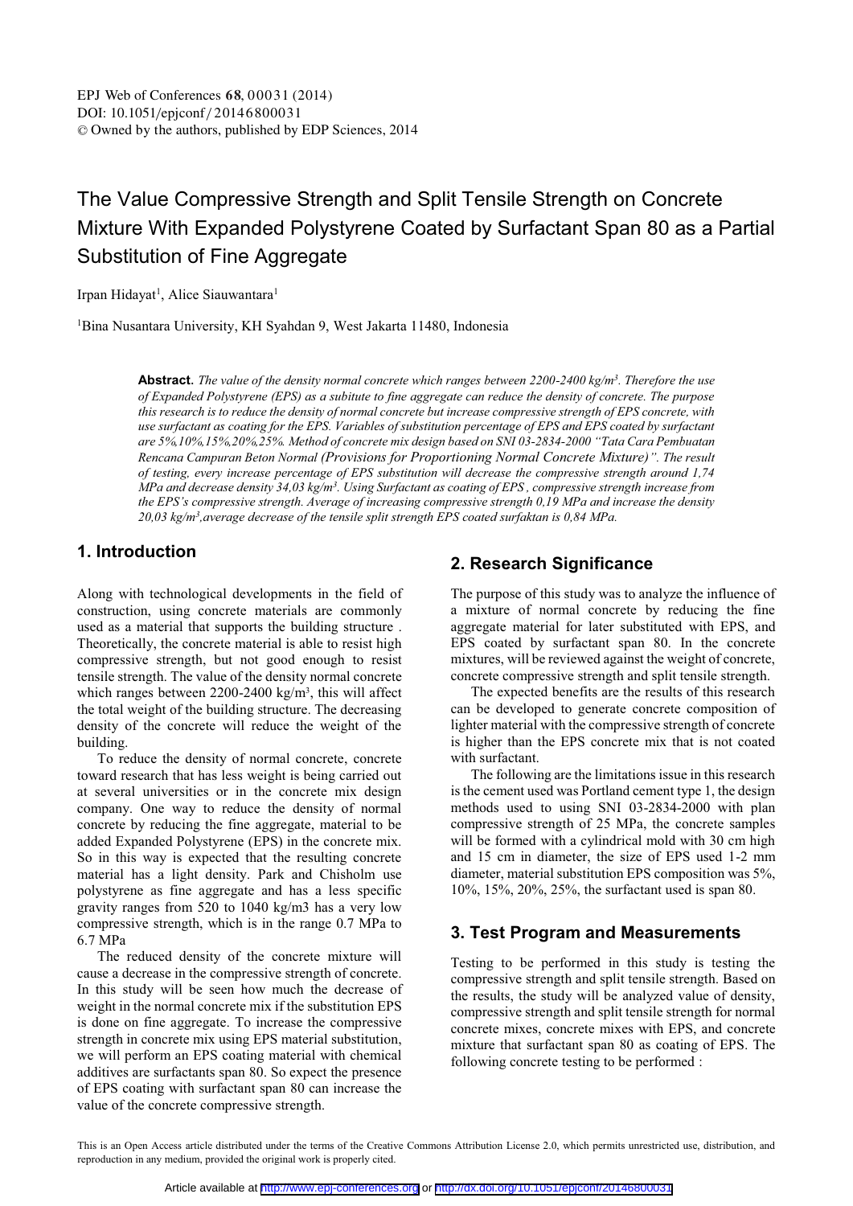# The Value Compressive Strength and Split Tensile Strength on Concrete Mixture With Expanded Polystyrene Coated by Surfactant Span 80 as a Partial Substitution of Fine Aggregate

Irpan Hidayat[1], Alice Siauwantara[1]

[1]Bina Nusantara University, KH Syahdan 9, West Jakarta 11480, Indonesia

**Abstract.** *The value of the density normal concrete which ranges between 2200-2400 kg/m³. Therefore the use of Expanded Polystyrene (EPS) as a subitute to fine aggregate can reduce the density of concrete. The purpose this research is to reduce the density of normal concrete but increase compressive strength of EPS concrete, with use surfactant as coating for the EPS. Variables of substitution percentage of EPS and EPS coated by surfactant are 5%,10%,15%,20%,25%. Method of concrete mix design based on SNI 03-2834-2000 "Tata Cara Pembuatan Rencana Campuran Beton Normal (Provisions for Proportioning Normal Concrete Mixture)". The result of testing, every increase percentage of EPS substitution will decrease the compressive strength around 1,74 MPa and decrease density 34,03 kg/m³. Using Surfactant as coating of EPS , compressive strength increase from the EPS's compressive strength. Average of increasing compressive strength 0,19 MPa and increase the density 20,03 kg/m³,average decrease of the tensile split strength EPS coated surfaktan is 0,84 MPa.*

## 1. Introduction

Along with technological developments in the field of construction, using concrete materials are commonly used as a material that supports the building structure . Theoretically, the concrete material is able to resist high compressive strength, but not good enough to resist tensile strength. The value of the density normal concrete which ranges between 2200-2400 kg/m³, this will affect the total weight of the building structure. The decreasing density of the concrete will reduce the weight of the building.

To reduce the density of normal concrete, concrete toward research that has less weight is being carried out at several universities or in the concrete mix design company. One way to reduce the density of normal concrete by reducing the fine aggregate, material to be added Expanded Polystyrene (EPS) in the concrete mix. So in this way is expected that the resulting concrete material has a light density. Park and Chisholm use polystyrene as fine aggregate and has a less specific gravity ranges from 520 to 1040 kg/m3 has a very low compressive strength, which is in the range 0.7 MPa to 6.7 MPa

The reduced density of the concrete mixture will cause a decrease in the compressive strength of concrete. In this study will be seen how much the decrease of weight in the normal concrete mix if the substitution EPS is done on fine aggregate. To increase the compressive strength in concrete mix using EPS material substitution, we will perform an EPS coating material with chemical additives are surfactants span 80. So expect the presence of EPS coating with surfactant span 80 can increase the value of the concrete compressive strength.

## 2. Research Significance

The purpose of this study was to analyze the influence of a mixture of normal concrete by reducing the fine aggregate material for later substituted with EPS, and EPS coated by surfactant span 80. In the concrete mixtures, will be reviewed against the weight of concrete, concrete compressive strength and split tensile strength.

The expected benefits are the results of this research can be developed to generate concrete composition of lighter material with the compressive strength of concrete is higher than the EPS concrete mix that is not coated with surfactant.

The following are the limitations issue in this research is the cement used was Portland cement type 1, the design methods used to using SNI 03-2834-2000 with plan compressive strength of 25 MPa, the concrete samples will be formed with a cylindrical mold with 30 cm high and 15 cm in diameter, the size of EPS used 1-2 mm diameter, material substitution EPS composition was 5%, 10%, 15%, 20%, 25%, the surfactant used is span 80.

## 3. Test Program and Measurements

Testing to be performed in this study is testing the compressive strength and split tensile strength. Based on the results, the study will be analyzed value of density, compressive strength and split tensile strength for normal concrete mixes, concrete mixes with EPS, and concrete mixture that surfactant span 80 as coating of EPS. The following concrete testing to be performed :

This is an Open Access article distributed under the terms of the Creative Commons Attribution License 2.0, which permits unrestricted use, distribution, and reproduction in any medium, provided the original work is properly cited.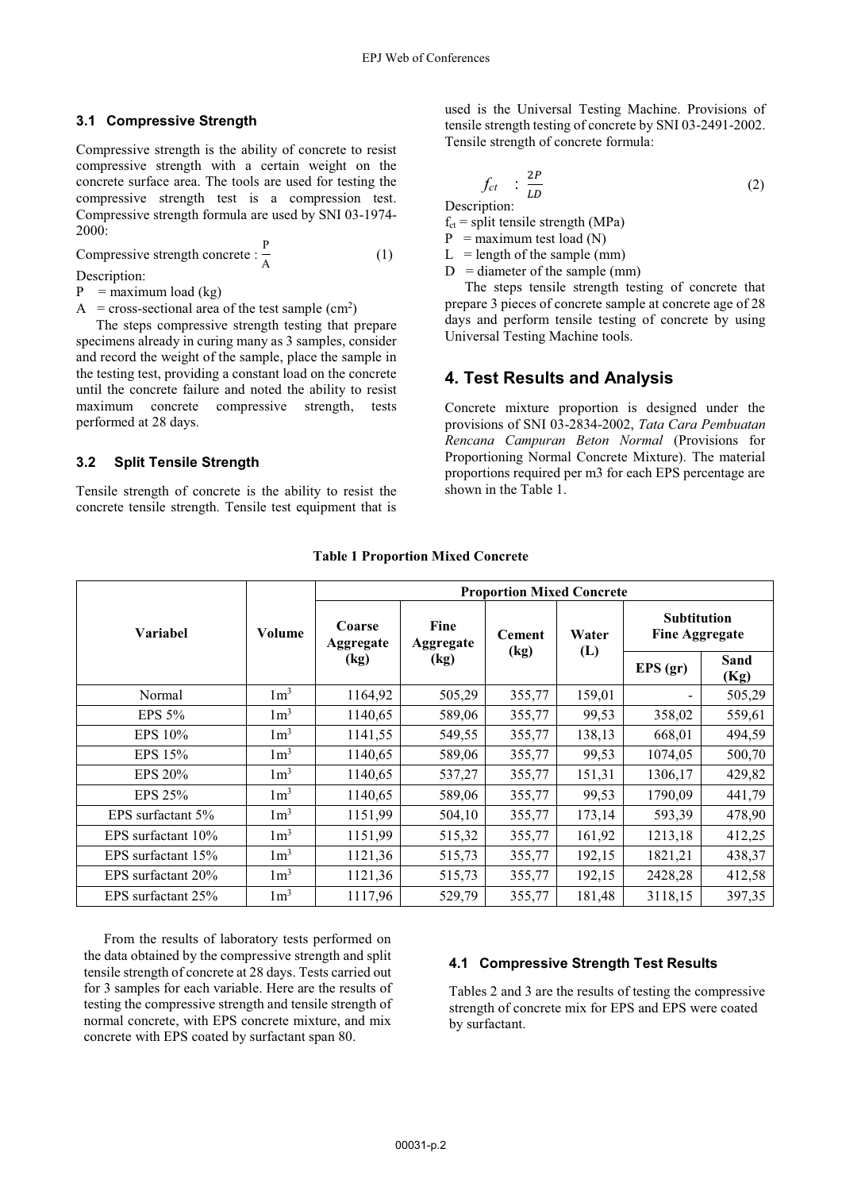### 3.1 Compressive Strength

Compressive strength is the ability of concrete to resist compressive strength with a certain weight on the concrete surface area. The tools are used for testing the compressive strength test is a compression test. Compressive strength formula are used by SNI 03-1974-2000:

$$\text{Compressive strength concrete} : \frac{P}{A} \tag{1}$$

Description:

P = maximum load (kg)

A = cross-sectional area of the test sample ($cm^2$)

The steps compressive strength testing that prepare specimens already in curing many as 3 samples, consider and record the weight of the sample, place the sample in the testing test, providing a constant load on the concrete until the concrete failure and noted the ability to resist maximum concrete compressive strength, tests performed at 28 days.

### 3.2 Split Tensile Strength

Tensile strength of concrete is the ability to resist the concrete tensile strength. Tensile test equipment that is used is the Universal Testing Machine. Provisions of tensile strength testing of concrete by SNI 03-2491-2002. Tensile strength of concrete formula:

$$f_{ct} : \frac{2P}{LD} \tag{2}$$

Description:

$f_{ct}$ = split tensile strength (MPa)

P = maximum test load (N)

L = length of the sample (mm)

D = diameter of the sample (mm)

The steps tensile strength testing of concrete that prepare 3 pieces of concrete sample at concrete age of 28 days and perform tensile testing of concrete by using Universal Testing Machine tools.

## 4. Test Results and Analysis

Concrete mixture proportion is designed under the provisions of SNI 03-2834-2002, *Tata Cara Pembuatan Rencana Campuran Beton Normal* (Provisions for Proportioning Normal Concrete Mixture). The material proportions required per m3 for each EPS percentage are shown in the Table 1.

**Table 1 Proportion Mixed Concrete**

| Variabel | Volume | Proportion Mixed Concrete | | | | | |
|---|---|---|---|---|---|---|---|
| | | Coarse Aggregate (kg) | Fine Aggregate (kg) | Cement (kg) | Water (L) | Subtitution Fine Aggregate | |
| | | | | | | EPS (gr) | Sand (Kg) |
| Normal | $1m^3$ | 1164,92 | 505,29 | 355,77 | 159,01 | - | 505,29 |
| EPS 5% | $1m^3$ | 1140,65 | 589,06 | 355,77 | 99,53 | 358,02 | 559,61 |
| EPS 10% | $1m^3$ | 1141,55 | 549,55 | 355,77 | 138,13 | 668,01 | 494,59 |
| EPS 15% | $1m^3$ | 1140,65 | 589,06 | 355,77 | 99,53 | 1074,05 | 500,70 |
| EPS 20% | $1m^3$ | 1140,65 | 537,27 | 355,77 | 151,31 | 1306,17 | 429,82 |
| EPS 25% | $1m^3$ | 1140,65 | 589,06 | 355,77 | 99,53 | 1790,09 | 441,79 |
| EPS surfactant 5% | $1m^3$ | 1151,99 | 504,10 | 355,77 | 173,14 | 593,39 | 478,90 |
| EPS surfactant 10% | $1m^3$ | 1151,99 | 515,32 | 355,77 | 161,92 | 1213,18 | 412,25 |
| EPS surfactant 15% | $1m^3$ | 1121,36 | 515,73 | 355,77 | 192,15 | 1821,21 | 438,37 |
| EPS surfactant 20% | $1m^3$ | 1121,36 | 515,73 | 355,77 | 192,15 | 2428,28 | 412,58 |
| EPS surfactant 25% | $1m^3$ | 1117,96 | 529,79 | 355,77 | 181,48 | 3118,15 | 397,35 |

From the results of laboratory tests performed on the data obtained by the compressive strength and split tensile strength of concrete at 28 days. Tests carried out for 3 samples for each variable. Here are the results of testing the compressive strength and tensile strength of normal concrete, with EPS concrete mixture, and mix concrete with EPS coated by surfactant span 80.

### 4.1 Compressive Strength Test Results

Tables 2 and 3 are the results of testing the compressive strength of concrete mix for EPS and EPS were coated by surfactant.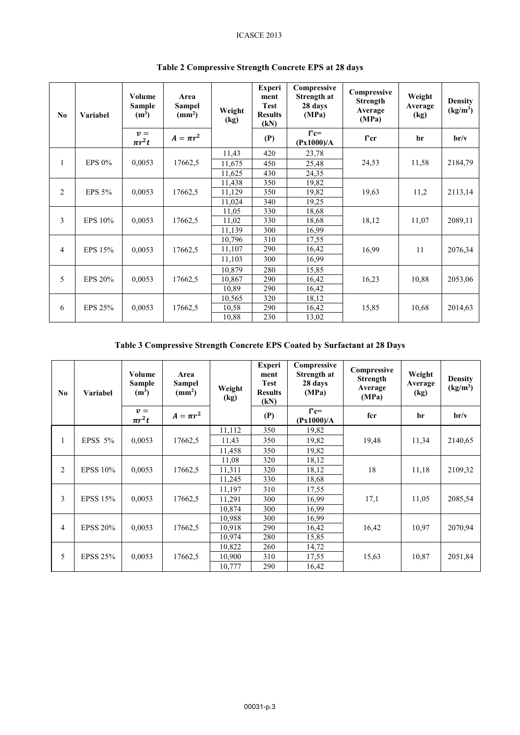**Table 2 Compressive Strength Concrete EPS at 28 days**

| No | Variabel | Volume Sample ($m^3$) | Area Sampel ($mm^2$) | Weight (kg) | Experiment Test Results (kN) | Compressive Strength at 28 days (MPa) | Compressive Strength Average (MPa) | Weight Average (kg) | Density ($kg/m^3$) |
|---|---|---|---|---|---|---|---|---|---|
| | | $v = \pi r^2 t$ | $A = \pi r^2$ | | (P) | f'c= (Px1000)/A | f'cr | br | br/v |
| 1 | EPS 0% | 0,0053 | 17662,5 | 11,43 | 420 | 23,78 | 24,53 | 11,58 | 2184,79 |
| | | | | 11,675 | 450 | 25,48 | | | |
| | | | | 11,625 | 430 | 24,35 | | | |
| 2 | EPS 5% | 0,0053 | 17662,5 | 11,438 | 350 | 19,82 | 19,63 | 11,2 | 2113,14 |
| | | | | 11,129 | 350 | 19,82 | | | |
| | | | | 11,024 | 340 | 19,25 | | | |
| 3 | EPS 10% | 0,0053 | 17662,5 | 11,05 | 330 | 18,68 | 18,12 | 11,07 | 2089,11 |
| | | | | 11,02 | 330 | 18,68 | | | |
| | | | | 11,139 | 300 | 16,99 | | | |
| 4 | EPS 15% | 0,0053 | 17662,5 | 10,796 | 310 | 17,55 | 16,99 | 11 | 2076,34 |
| | | | | 11,107 | 290 | 16,42 | | | |
| | | | | 11,103 | 300 | 16,99 | | | |
| 5 | EPS 20% | 0,0053 | 17662,5 | 10,879 | 280 | 15,85 | 16,23 | 10,88 | 2053,06 |
| | | | | 10,867 | 290 | 16,42 | | | |
| | | | | 10,89 | 290 | 16,42 | | | |
| 6 | EPS 25% | 0,0053 | 17662,5 | 10,565 | 320 | 18,12 | 15,85 | 10,68 | 2014,63 |
| | | | | 10,58 | 290 | 16,42 | | | |
| | | | | 10,88 | 230 | 13,02 | | | |

**Table 3 Compressive Strength Concrete EPS Coated by Surfactant at 28 Days**

| No | Variabel | Volume Sample ($m^3$) | Area Sampel ($mm^2$) | Weight (kg) | Experiment Test Results (kN) | Compressive Strength at 28 days (MPa) | Compressive Strength Average (MPa) | Weight Average (kg) | Density ($kg/m^3$) |
|---|---|---|---|---|---|---|---|---|---|
| | | $v = \pi r^2 t$ | $A = \pi r^2$ | | (P) | f'c= (Px1000)/A | fcr | br | br/v |
| 1 | EPSS 5% | 0,0053 | 17662,5 | 11,112 | 350 | 19,82 | 19,48 | 11,34 | 2140,65 |
| | | | | 11,43 | 350 | 19,82 | | | |
| | | | | 11,458 | 350 | 19,82 | | | |
| 2 | EPSS 10% | 0,0053 | 17662,5 | 11,08 | 320 | 18,12 | 18 | 11,18 | 2109,32 |
| | | | | 11,311 | 320 | 18,12 | | | |
| | | | | 11,245 | 330 | 18,68 | | | |
| 3 | EPSS 15% | 0,0053 | 17662,5 | 11,197 | 310 | 17,55 | 17,1 | 11,05 | 2085,54 |
| | | | | 11,291 | 300 | 16,99 | | | |
| | | | | 10,874 | 300 | 16,99 | | | |
| 4 | EPSS 20% | 0,0053 | 17662,5 | 10,988 | 300 | 16,99 | 16,42 | 10,97 | 2070,94 |
| | | | | 10,918 | 290 | 16,42 | | | |
| | | | | 10,974 | 280 | 15,85 | | | |
| 5 | EPSS 25% | 0,0053 | 17662,5 | 10,822 | 260 | 14,72 | 15,63 | 10,87 | 2051,84 |
| | | | | 10,900 | 310 | 17,55 | | | |
| | | | | 10,777 | 290 | 16,42 | | | |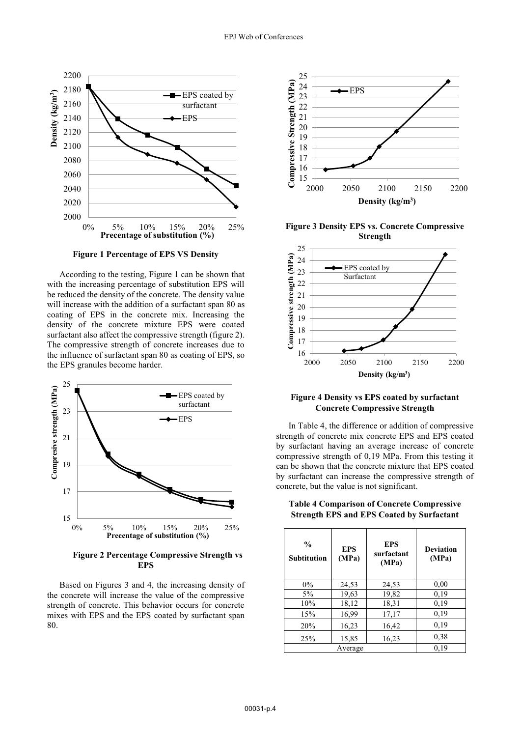**Figure 1 Percentage of EPS VS Density**

According to the testing, Figure 1 can be shown that with the increasing percentage of substitution EPS will be reduced the density of the concrete. The density value will increase with the addition of a surfactant span 80 as coating of EPS in the concrete mix. Increasing the density of the concrete mixture EPS were coated surfactant also affect the compressive strength (figure 2). The compressive strength of concrete increases due to the influence of surfactant span 80 as coating of EPS, so the EPS granules become harder.

**Figure 2 Percentage Compressive Strength vs EPS**

Based on Figures 3 and 4, the increasing density of the concrete will increase the value of the compressive strength of concrete. This behavior occurs for concrete mixes with EPS and the EPS coated by surfactant span 80.

**Figure 3 Density EPS vs. Concrete Compressive Strength**

**Figure 4 Density vs EPS coated by surfactant Concrete Compressive Strength**

In Table 4, the difference or addition of compressive strength of concrete mix concrete EPS and EPS coated by surfactant having an average increase of concrete compressive strength of 0,19 MPa. From this testing it can be shown that the concrete mixture that EPS coated by surfactant can increase the compressive strength of concrete, but the value is not significant.

**Table 4 Comparison of Concrete Compressive Strength EPS and EPS Coated by Surfactant**

| % Subtitution | EPS (MPa) | EPS surfactant (MPa) | Deviation (MPa) |
|---|---|---|---|
| 0% | 24,53 | 24,53 | 0,00 |
| 5% | 19,63 | 19,82 | 0,19 |
| 10% | 18,12 | 18,31 | 0,19 |
| 15% | 16,99 | 17,17 | 0,19 |
| 20% | 16,23 | 16,42 | 0,19 |
| 25% | 15,85 | 16,23 | 0,38 |
| Average | | | 0,19 |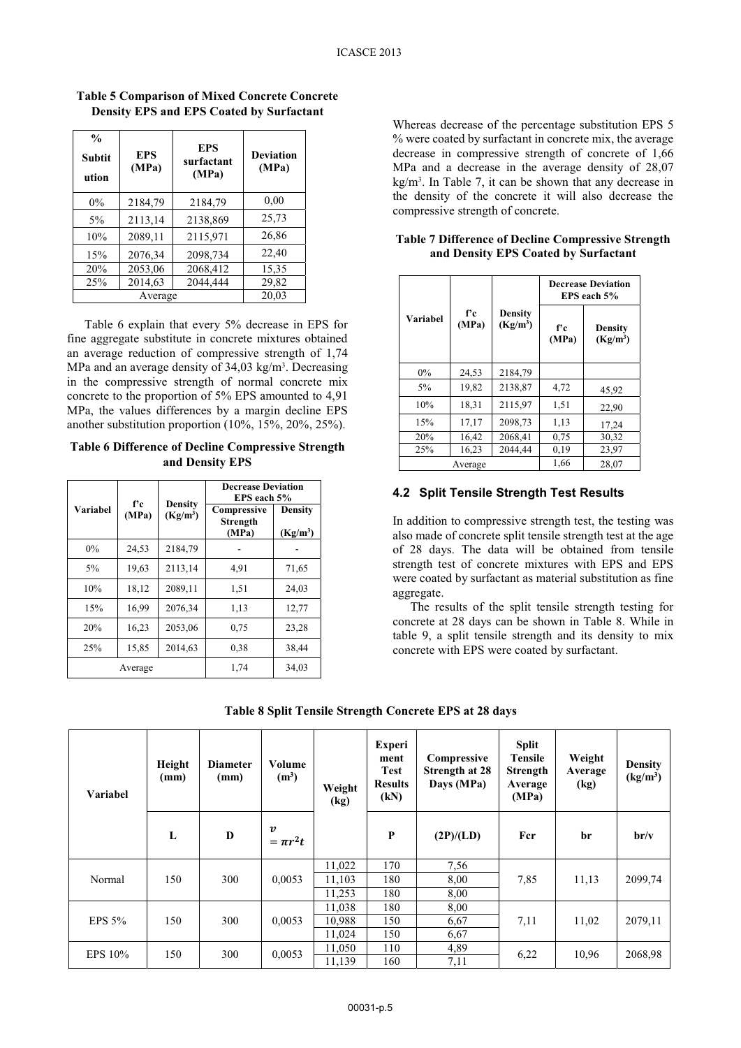**Table 5 Comparison of Mixed Concrete Concrete Density EPS and EPS Coated by Surfactant**

| % Subtit ution | EPS (MPa) | EPS surfactant (MPa) | Deviation (MPa) |
|---|---|---|---|
| 0% | 2184,79 | 2184,79 | 0,00 |
| 5% | 2113,14 | 2138,869 | 25,73 |
| 10% | 2089,11 | 2115,971 | 26,86 |
| 15% | 2076,34 | 2098,734 | 22,40 |
| 20% | 2053,06 | 2068,412 | 15,35 |
| 25% | 2014,63 | 2044,444 | 29,82 |
| Average | | | 20,03 |

Table 6 explain that every 5% decrease in EPS for fine aggregate substitute in concrete mixtures obtained an average reduction of compressive strength of 1,74 MPa and an average density of 34,03 kg/m³. Decreasing in the compressive strength of normal concrete mix concrete to the proportion of 5% EPS amounted to 4,91 MPa, the values differences by a margin decline EPS another substitution proportion (10%, 15%, 20%, 25%).

**Table 6 Difference of Decline Compressive Strength and Density EPS**

| Variabel | f'c (MPa) | Density (Kg/m³) | Decrease Deviation EPS each 5% | |
|---|---|---|---|---|
| | | | Compressive Strength (MPa) | Density (Kg/m³) |
| 0% | 24,53 | 2184,79 | - | - |
| 5% | 19,63 | 2113,14 | 4,91 | 71,65 |
| 10% | 18,12 | 2089,11 | 1,51 | 24,03 |
| 15% | 16,99 | 2076,34 | 1,13 | 12,77 |
| 20% | 16,23 | 2053,06 | 0,75 | 23,28 |
| 25% | 15,85 | 2014,63 | 0,38 | 38,44 |
| Average | | | 1,74 | 34,03 |

Whereas decrease of the percentage substitution EPS 5 % were coated by surfactant in concrete mix, the average decrease in compressive strength of concrete of 1,66 MPa and a decrease in the average density of 28,07 kg/m³. In Table 7, it can be shown that any decrease in the density of the concrete it will also decrease the compressive strength of concrete.

**Table 7 Difference of Decline Compressive Strength and Density EPS Coated by Surfactant**

| Variabel | f'c (MPa) | Density (Kg/m³) | Decrease Deviation EPS each 5% | |
|---|---|---|---|---|
| | | | f'c (MPa) | Density (Kg/m³) |
| 0% | 24,53 | 2184,79 | | |
| 5% | 19,82 | 2138,87 | 4,72 | 45,92 |
| 10% | 18,31 | 2115,97 | 1,51 | 22,90 |
| 15% | 17,17 | 2098,73 | 1,13 | 17,24 |
| 20% | 16,42 | 2068,41 | 0,75 | 30,32 |
| 25% | 16,23 | 2044,44 | 0,19 | 23,97 |
| Average | | | 1,66 | 28,07 |

## 4.2 Split Tensile Strength Test Results

In addition to compressive strength test, the testing was also made of concrete split tensile strength test at the age of 28 days. The data will be obtained from tensile strength test of concrete mixtures with EPS and EPS were coated by surfactant as material substitution as fine aggregate.

The results of the split tensile strength testing for concrete at 28 days can be shown in Table 8. While in table 9, a split tensile strength and its density to mix concrete with EPS were coated by surfactant.

**Table 8 Split Tensile Strength Concrete EPS at 28 days**

| Variabel | Height (mm) | Diameter (mm) | Volume (m³) | Weight (kg) | Experiment Test Results (kN) | Compressive Strength at 28 Days (MPa) | Split Tensile Strength Average (MPa) | Weight Average (kg) | Density (kg/m³) |
|---|---|---|---|---|---|---|---|---|---|
| | L | D | $v = \pi r^2 t$ | | P | (2P)/(LD) | Fcr | br | br/v |
| Normal | 150 | 300 | 0,0053 | 11,022 | 170 | 7,56 | 7,85 | 11,13 | 2099,74 |
| | | | | 11,103 | 180 | 8,00 | | | |
| | | | | 11,253 | 180 | 8,00 | | | |
| EPS 5% | 150 | 300 | 0,0053 | 11,038 | 180 | 8,00 | 7,11 | 11,02 | 2079,11 |
| | | | | 10,988 | 150 | 6,67 | | | |
| | | | | 11,024 | 150 | 6,67 | | | |
| EPS 10% | 150 | 300 | 0,0053 | 11,050 | 110 | 4,89 | 6,22 | 10,96 | 2068,98 |
| | | | | 11,139 | 160 | 7,11 | | | |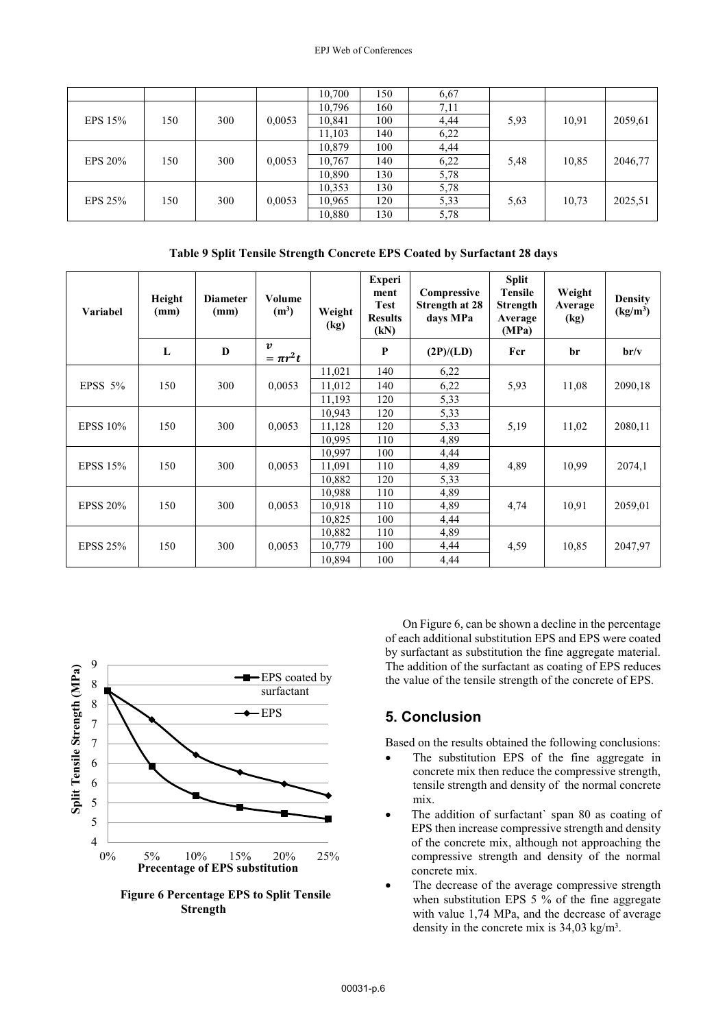| | | | | 10,700 | 150 | 6,67 | | | |
|---|---|---|---|---|---|---|---|---|---|
| EPS 15% | 150 | 300 | 0,0053 | 10,796 | 160 | 7,11 | 5,93 | 10,91 | 2059,61 |
| | | | | 10,841 | 100 | 4,44 | | | |
| | | | | 11,103 | 140 | 6,22 | | | |
| EPS 20% | 150 | 300 | 0,0053 | 10,879 | 100 | 4,44 | 5,48 | 10,85 | 2046,77 |
| | | | | 10,767 | 140 | 6,22 | | | |
| | | | | 10,890 | 130 | 5,78 | | | |
| EPS 25% | 150 | 300 | 0,0053 | 10,353 | 130 | 5,78 | 5,63 | 10,73 | 2025,51 |
| | | | | 10,965 | 120 | 5,33 | | | |
| | | | | 10,880 | 130 | 5,78 | | | |

**Table 9 Split Tensile Strength Concrete EPS Coated by Surfactant 28 days**

| Variabel | Height (mm) | Diameter (mm) | Volume ($m^3$) | Weight (kg) | Experiment Test Results (kN) | Compressive Strength at 28 days MPa | Split Tensile Strength Average (MPa) | Weight Average (kg) | Density ($kg/m^3$) |
|---|---|---|---|---|---|---|---|---|---|
| | L | D | $v = \pi r^2 t$ | | P | (2P)/(LD) | Fcr | br | br/v |
| EPSS 5% | 150 | 300 | 0,0053 | 11,021 | 140 | 6,22 | 5,93 | 11,08 | 2090,18 |
| | | | | 11,012 | 140 | 6,22 | | | |
| | | | | 11,193 | 120 | 5,33 | | | |
| EPSS 10% | 150 | 300 | 0,0053 | 10,943 | 120 | 5,33 | 5,19 | 11,02 | 2080,11 |
| | | | | 11,128 | 120 | 5,33 | | | |
| | | | | 10,995 | 110 | 4,89 | | | |
| EPSS 15% | 150 | 300 | 0,0053 | 10,997 | 100 | 4,44 | 4,89 | 10,99 | 2074,1 |
| | | | | 11,091 | 110 | 4,89 | | | |
| | | | | 10,882 | 120 | 5,33 | | | |
| EPSS 20% | 150 | 300 | 0,0053 | 10,988 | 110 | 4,89 | 4,74 | 10,91 | 2059,01 |
| | | | | 10,918 | 110 | 4,89 | | | |
| | | | | 10,825 | 100 | 4,44 | | | |
| EPSS 25% | 150 | 300 | 0,0053 | 10,882 | 110 | 4,89 | 4,59 | 10,85 | 2047,97 |
| | | | | 10,779 | 100 | 4,44 | | | |
| | | | | 10,894 | 100 | 4,44 | | | |

**Figure 6 Percentage EPS to Split Tensile Strength**

On Figure 6, can be shown a decline in the percentage of each additional substitution EPS and EPS were coated by surfactant as substitution the fine aggregate material. The addition of the surfactant as coating of EPS reduces the value of the tensile strength of the concrete of EPS.

## 5. Conclusion

Based on the results obtained the following conclusions:

- The substitution EPS of the fine aggregate in concrete mix then reduce the compressive strength, tensile strength and density of the normal concrete mix.
- The addition of surfactant` span 80 as coating of EPS then increase compressive strength and density of the concrete mix, although not approaching the compressive strength and density of the normal concrete mix.
- The decrease of the average compressive strength when substitution EPS 5 % of the fine aggregate with value 1,74 MPa, and the decrease of average density in the concrete mix is 34,03 kg/m³.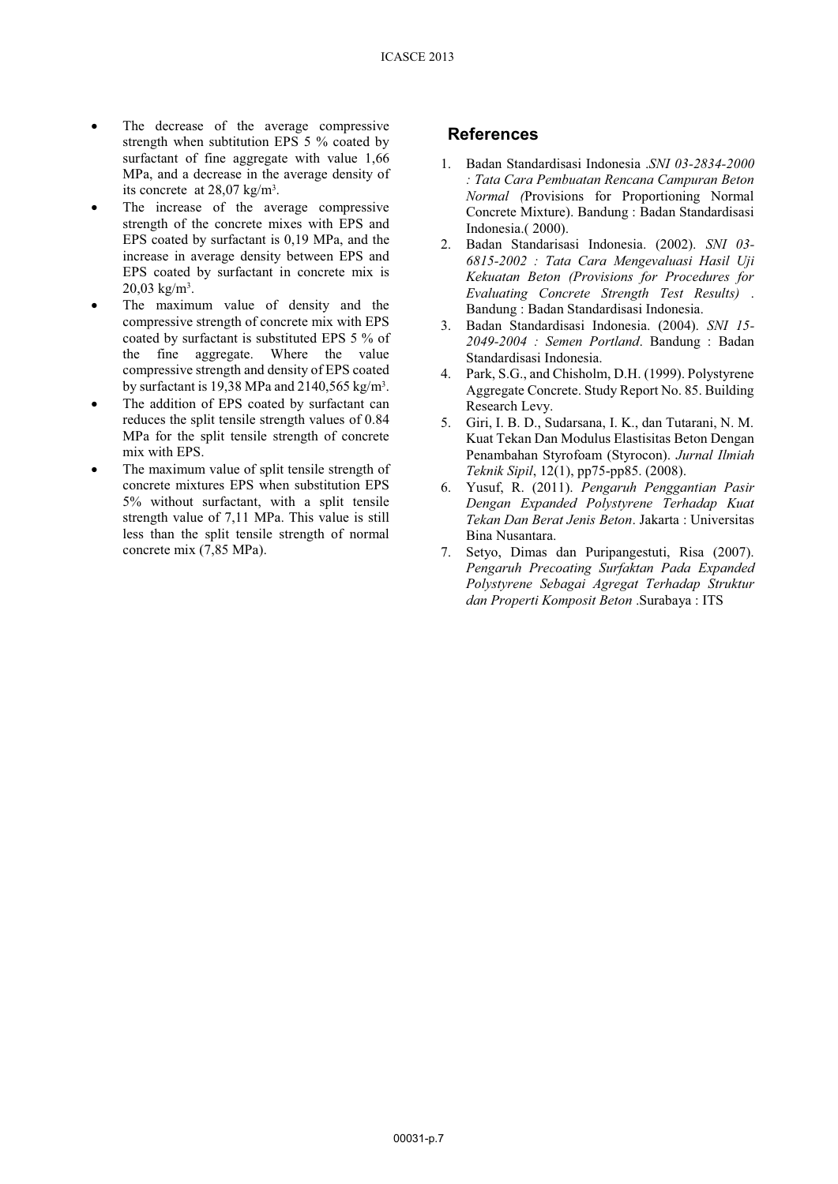- The decrease of the average compressive strength when subtitution EPS 5 % coated by surfactant of fine aggregate with value 1,66 MPa, and a decrease in the average density of its concrete at 28,07 kg/m$^3$.
- The increase of the average compressive strength of the concrete mixes with EPS and EPS coated by surfactant is 0,19 MPa, and the increase in average density between EPS and EPS coated by surfactant in concrete mix is 20,03 kg/m$^3$.
- The maximum value of density and the compressive strength of concrete mix with EPS coated by surfactant is substituted EPS 5 % of the fine aggregate. Where the value compressive strength and density of EPS coated by surfactant is 19,38 MPa and 2140,565 kg/m$^3$.
- The addition of EPS coated by surfactant can reduces the split tensile strength values of 0.84 MPa for the split tensile strength of concrete mix with EPS.
- The maximum value of split tensile strength of concrete mixtures EPS when substitution EPS 5% without surfactant, with a split tensile strength value of 7,11 MPa. This value is still less than the split tensile strength of normal concrete mix (7,85 MPa).

## References

1. Badan Standardisasi Indonesia .*SNI 03-2834-2000 : Tata Cara Pembuatan Rencana Campuran Beton Normal (*Provisions for Proportioning Normal Concrete Mixture). Bandung : Badan Standardisasi Indonesia.( 2000).
2. Badan Standarisasi Indonesia. (2002). *SNI 03-6815-2002 : Tata Cara Mengevaluasi Hasil Uji Kekuatan Beton (Provisions for Procedures for Evaluating Concrete Strength Test Results)* . Bandung : Badan Standardisasi Indonesia.
3. Badan Standardisasi Indonesia. (2004). *SNI 15-2049-2004 : Semen Portland*. Bandung : Badan Standardisasi Indonesia.
4. Park, S.G., and Chisholm, D.H. (1999). Polystyrene Aggregate Concrete. Study Report No. 85. Building Research Levy.
5. Giri, I. B. D., Sudarsana, I. K., dan Tutarani, N. M. Kuat Tekan Dan Modulus Elastisitas Beton Dengan Penambahan Styrofoam (Styrocon). *Jurnal Ilmiah Teknik Sipil*, 12(1), pp75-pp85. (2008).
6. Yusuf, R. (2011). *Pengaruh Penggantian Pasir Dengan Expanded Polystyrene Terhadap Kuat Tekan Dan Berat Jenis Beton*. Jakarta : Universitas Bina Nusantara.
7. Setyo, Dimas dan Puripangestuti, Risa (2007). *Pengaruh Precoating Surfaktan Pada Expanded Polystyrene Sebagai Agregat Terhadap Struktur dan Properti Komposit Beton* .Surabaya : ITS